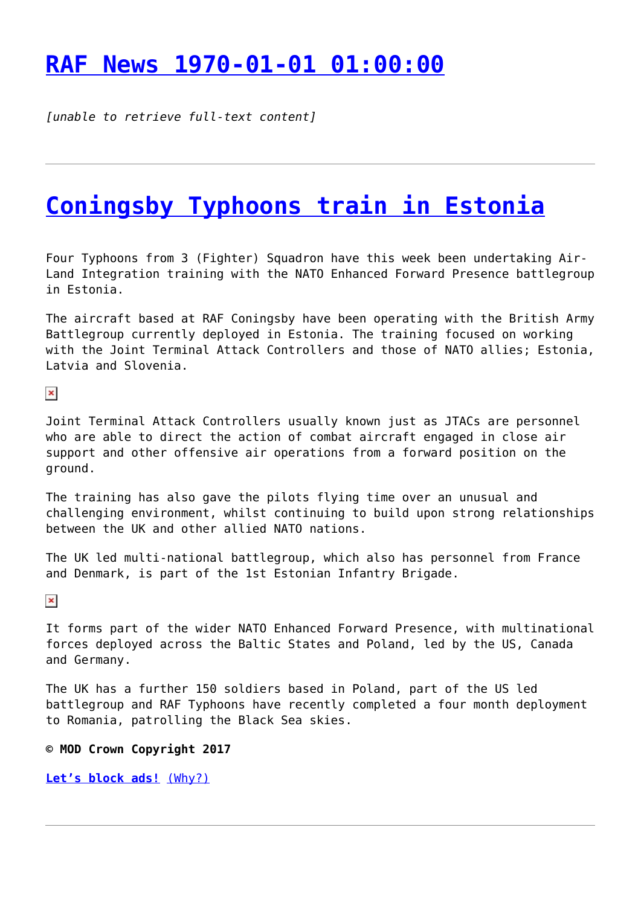# RAF News 1970-01-01 01:00:00

*[unable to retrieve full-text content]*

---

# Coningsby Typhoons train in Estonia

Four Typhoons from 3 (Fighter) Squadron have this week been undertaking Air-Land Integration training with the NATO Enhanced Forward Presence battlegroup in Estonia.

The aircraft based at RAF Coningsby have been operating with the British Army Battlegroup currently deployed in Estonia. The training focused on working with the Joint Terminal Attack Controllers and those of NATO allies; Estonia, Latvia and Slovenia.

Joint Terminal Attack Controllers usually known just as JTACs are personnel who are able to direct the action of combat aircraft engaged in close air support and other offensive air operations from a forward position on the ground.

The training has also gave the pilots flying time over an unusual and challenging environment, whilst continuing to build upon strong relationships between the UK and other allied NATO nations.

The UK led multi-national battlegroup, which also has personnel from France and Denmark, is part of the 1st Estonian Infantry Brigade.

It forms part of the wider NATO Enhanced Forward Presence, with multinational forces deployed across the Baltic States and Poland, led by the US, Canada and Germany.

The UK has a further 150 soldiers based in Poland, part of the US led battlegroup and RAF Typhoons have recently completed a four month deployment to Romania, patrolling the Black Sea skies.

**© MOD Crown Copyright 2017**

**Let's block ads!** (Why?)

---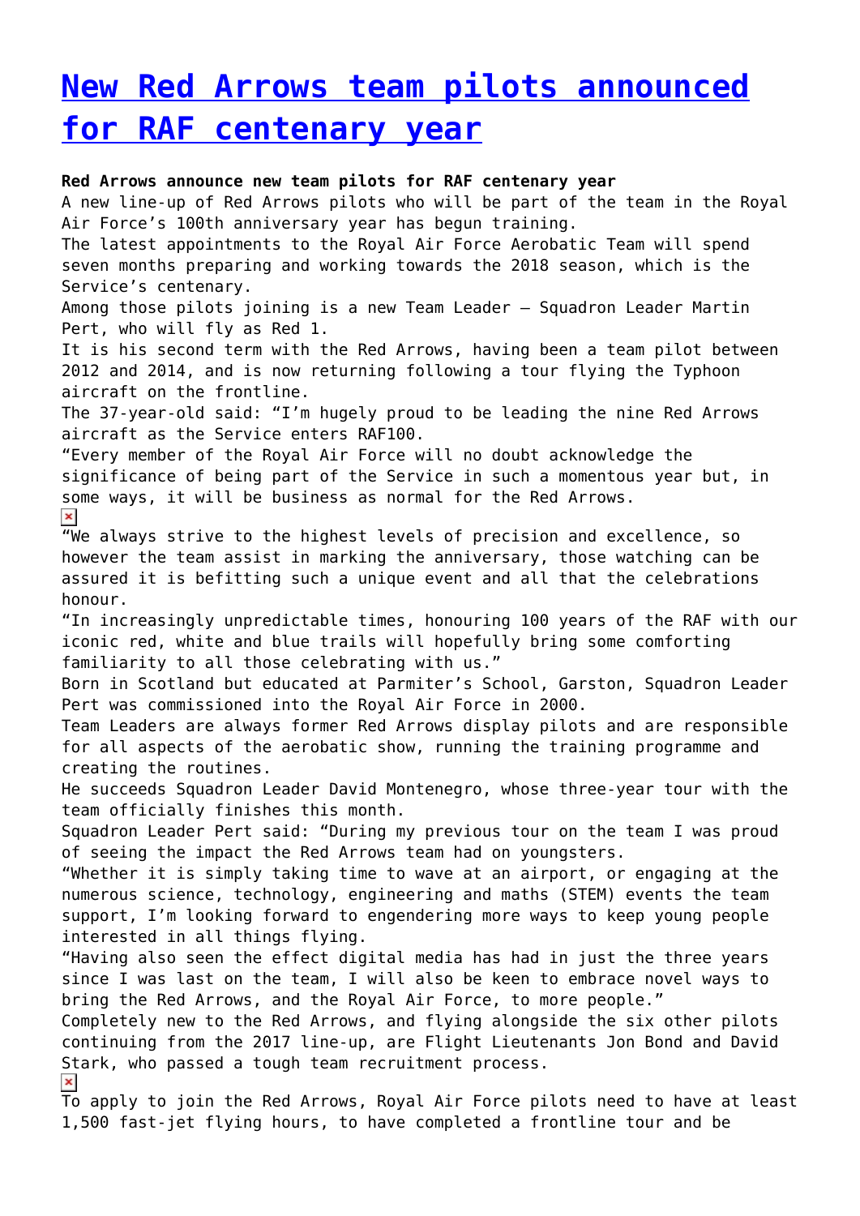# [New Red Arrows team pilots announced for RAF centenary year]()

**Red Arrows announce new team pilots for RAF centenary year**

A new line-up of Red Arrows pilots who will be part of the team in the Royal Air Force's 100th anniversary year has begun training.

The latest appointments to the Royal Air Force Aerobatic Team will spend seven months preparing and working towards the 2018 season, which is the Service's centenary.

Among those pilots joining is a new Team Leader – Squadron Leader Martin Pert, who will fly as Red 1.

It is his second term with the Red Arrows, having been a team pilot between 2012 and 2014, and is now returning following a tour flying the Typhoon aircraft on the frontline.

The 37-year-old said: "I'm hugely proud to be leading the nine Red Arrows aircraft as the Service enters RAF100.

"Every member of the Royal Air Force will no doubt acknowledge the significance of being part of the Service in such a momentous year but, in some ways, it will be business as normal for the Red Arrows.

"We always strive to the highest levels of precision and excellence, so however the team assist in marking the anniversary, those watching can be assured it is befitting such a unique event and all that the celebrations honour.

"In increasingly unpredictable times, honouring 100 years of the RAF with our iconic red, white and blue trails will hopefully bring some comforting familiarity to all those celebrating with us."

Born in Scotland but educated at Parmiter's School, Garston, Squadron Leader Pert was commissioned into the Royal Air Force in 2000.

Team Leaders are always former Red Arrows display pilots and are responsible for all aspects of the aerobatic show, running the training programme and creating the routines.

He succeeds Squadron Leader David Montenegro, whose three-year tour with the team officially finishes this month.

Squadron Leader Pert said: "During my previous tour on the team I was proud of seeing the impact the Red Arrows team had on youngsters.

"Whether it is simply taking time to wave at an airport, or engaging at the numerous science, technology, engineering and maths (STEM) events the team support, I'm looking forward to engendering more ways to keep young people interested in all things flying.

"Having also seen the effect digital media has had in just the three years since I was last on the team, I will also be keen to embrace novel ways to bring the Red Arrows, and the Royal Air Force, to more people."

Completely new to the Red Arrows, and flying alongside the six other pilots continuing from the 2017 line-up, are Flight Lieutenants Jon Bond and David Stark, who passed a tough team recruitment process.

To apply to join the Red Arrows, Royal Air Force pilots need to have at least 1,500 fast-jet flying hours, to have completed a frontline tour and be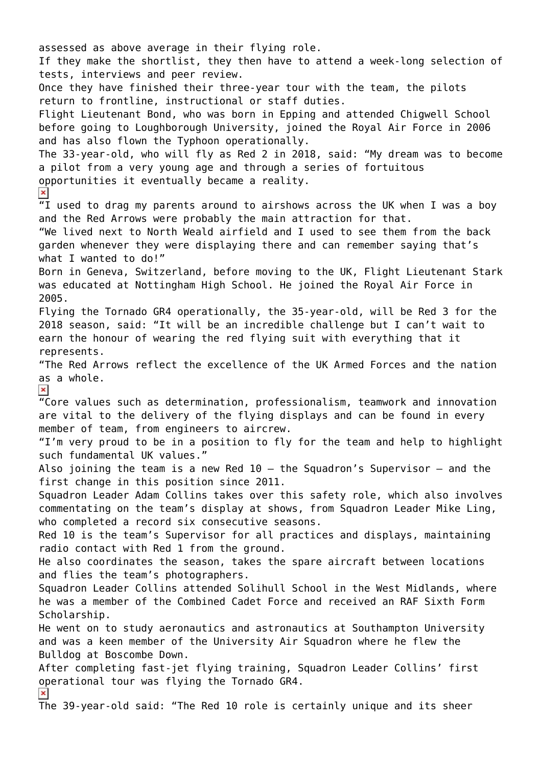assessed as above average in their flying role.

If they make the shortlist, they then have to attend a week-long selection of tests, interviews and peer review.

Once they have finished their three-year tour with the team, the pilots return to frontline, instructional or staff duties.

Flight Lieutenant Bond, who was born in Epping and attended Chigwell School before going to Loughborough University, joined the Royal Air Force in 2006 and has also flown the Typhoon operationally.

The 33-year-old, who will fly as Red 2 in 2018, said: "My dream was to become a pilot from a very young age and through a series of fortuitous opportunities it eventually became a reality.

"I used to drag my parents around to airshows across the UK when I was a boy and the Red Arrows were probably the main attraction for that.

"We lived next to North Weald airfield and I used to see them from the back garden whenever they were displaying there and can remember saying that's what I wanted to do!"

Born in Geneva, Switzerland, before moving to the UK, Flight Lieutenant Stark was educated at Nottingham High School. He joined the Royal Air Force in 2005.

Flying the Tornado GR4 operationally, the 35-year-old, will be Red 3 for the 2018 season, said: "It will be an incredible challenge but I can't wait to earn the honour of wearing the red flying suit with everything that it represents.

"The Red Arrows reflect the excellence of the UK Armed Forces and the nation as a whole.

"Core values such as determination, professionalism, teamwork and innovation are vital to the delivery of the flying displays and can be found in every member of team, from engineers to aircrew.

"I'm very proud to be in a position to fly for the team and help to highlight such fundamental UK values."

Also joining the team is a new Red 10 – the Squadron's Supervisor – and the first change in this position since 2011.

Squadron Leader Adam Collins takes over this safety role, which also involves commentating on the team's display at shows, from Squadron Leader Mike Ling, who completed a record six consecutive seasons.

Red 10 is the team's Supervisor for all practices and displays, maintaining radio contact with Red 1 from the ground.

He also coordinates the season, takes the spare aircraft between locations and flies the team's photographers.

Squadron Leader Collins attended Solihull School in the West Midlands, where he was a member of the Combined Cadet Force and received an RAF Sixth Form Scholarship.

He went on to study aeronautics and astronautics at Southampton University and was a keen member of the University Air Squadron where he flew the Bulldog at Boscombe Down.

After completing fast-jet flying training, Squadron Leader Collins' first operational tour was flying the Tornado GR4.

The 39-year-old said: "The Red 10 role is certainly unique and its sheer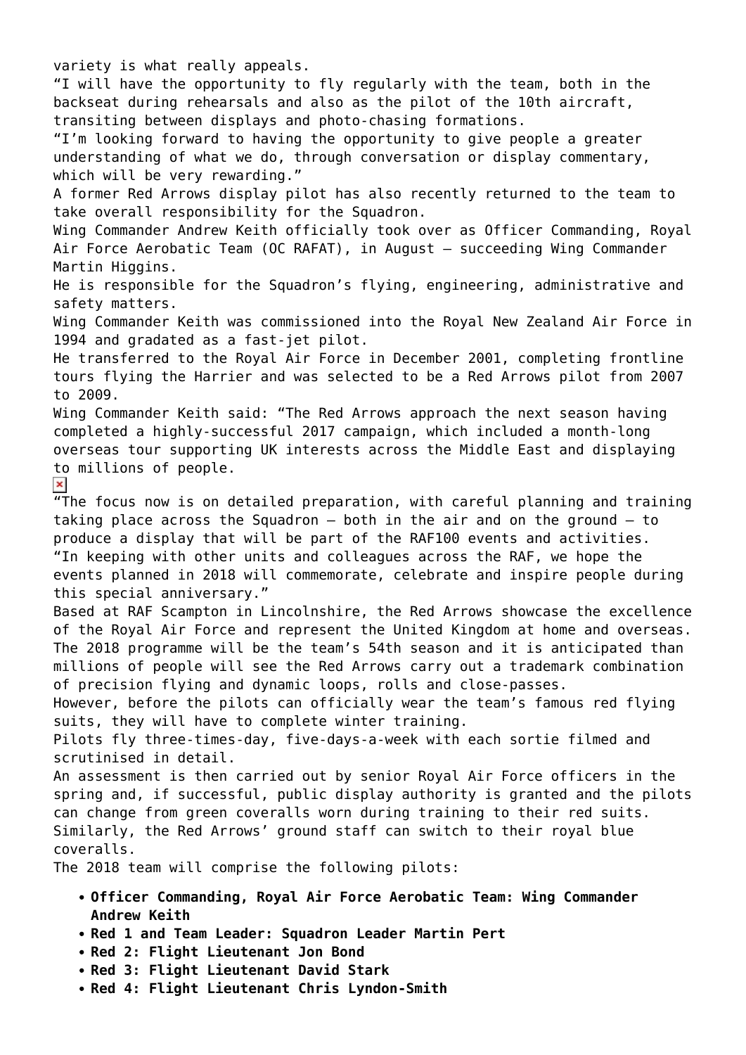variety is what really appeals.

"I will have the opportunity to fly regularly with the team, both in the backseat during rehearsals and also as the pilot of the 10th aircraft, transiting between displays and photo-chasing formations.

"I'm looking forward to having the opportunity to give people a greater understanding of what we do, through conversation or display commentary, which will be very rewarding."

A former Red Arrows display pilot has also recently returned to the team to take overall responsibility for the Squadron.

Wing Commander Andrew Keith officially took over as Officer Commanding, Royal Air Force Aerobatic Team (OC RAFAT), in August – succeeding Wing Commander Martin Higgins.

He is responsible for the Squadron's flying, engineering, administrative and safety matters.

Wing Commander Keith was commissioned into the Royal New Zealand Air Force in 1994 and gradated as a fast-jet pilot.

He transferred to the Royal Air Force in December 2001, completing frontline tours flying the Harrier and was selected to be a Red Arrows pilot from 2007 to 2009.

Wing Commander Keith said: "The Red Arrows approach the next season having completed a highly-successful 2017 campaign, which included a month-long overseas tour supporting UK interests across the Middle East and displaying to millions of people.

"The focus now is on detailed preparation, with careful planning and training taking place across the Squadron – both in the air and on the ground – to produce a display that will be part of the RAF100 events and activities.

"In keeping with other units and colleagues across the RAF, we hope the events planned in 2018 will commemorate, celebrate and inspire people during this special anniversary."

Based at RAF Scampton in Lincolnshire, the Red Arrows showcase the excellence of the Royal Air Force and represent the United Kingdom at home and overseas.

The 2018 programme will be the team's 54th season and it is anticipated than millions of people will see the Red Arrows carry out a trademark combination of precision flying and dynamic loops, rolls and close-passes.

However, before the pilots can officially wear the team's famous red flying suits, they will have to complete winter training.

Pilots fly three-times-day, five-days-a-week with each sortie filmed and scrutinised in detail.

An assessment is then carried out by senior Royal Air Force officers in the spring and, if successful, public display authority is granted and the pilots can change from green coveralls worn during training to their red suits.

Similarly, the Red Arrows' ground staff can switch to their royal blue coveralls.

The 2018 team will comprise the following pilots:

- **Officer Commanding, Royal Air Force Aerobatic Team: Wing Commander Andrew Keith**
- **Red 1 and Team Leader: Squadron Leader Martin Pert**
- **Red 2: Flight Lieutenant Jon Bond**
- **Red 3: Flight Lieutenant David Stark**
- **Red 4: Flight Lieutenant Chris Lyndon-Smith**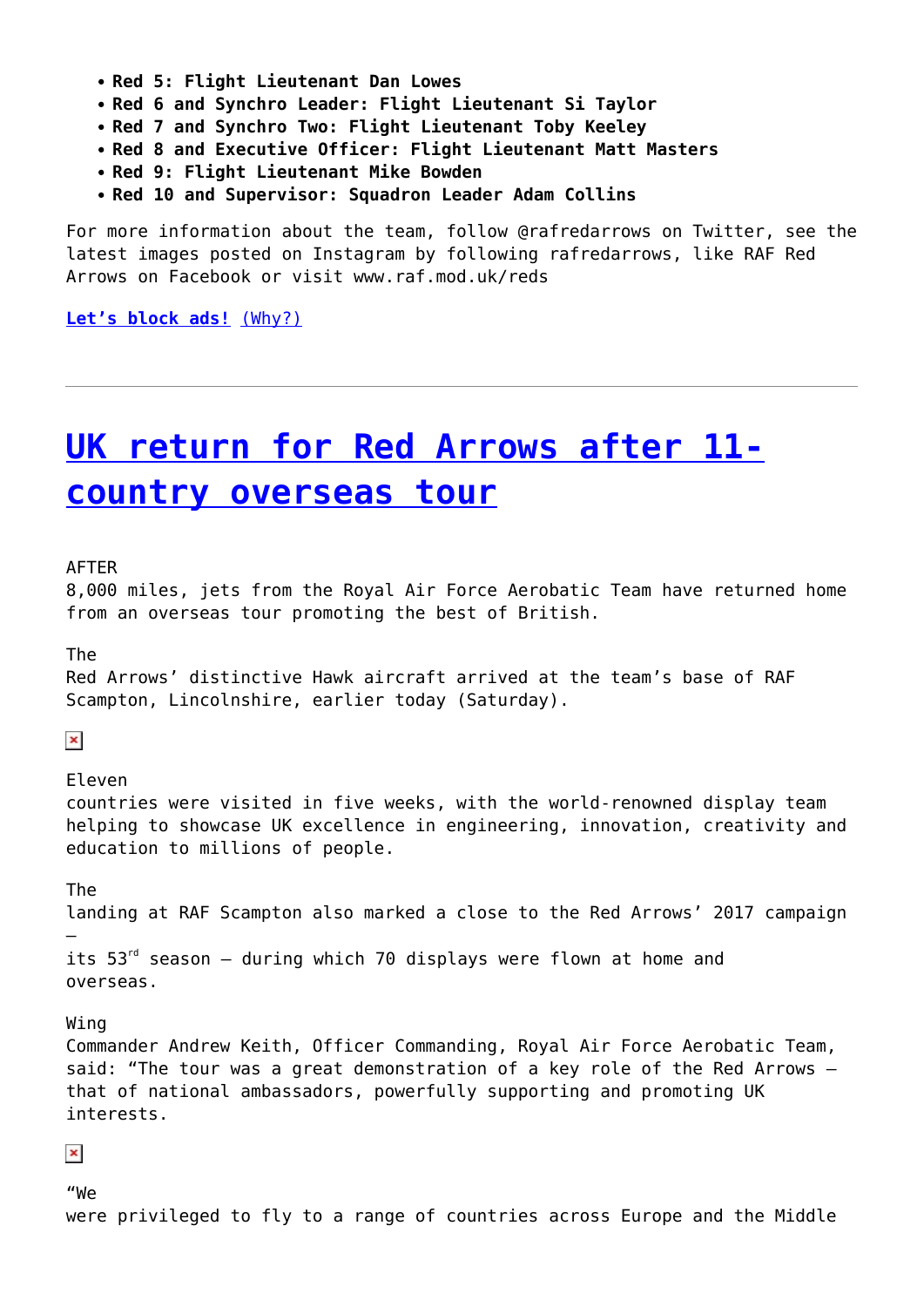- **Red 5: Flight Lieutenant Dan Lowes**
- **Red 6 and Synchro Leader: Flight Lieutenant Si Taylor**
- **Red 7 and Synchro Two: Flight Lieutenant Toby Keeley**
- **Red 8 and Executive Officer: Flight Lieutenant Matt Masters**
- **Red 9: Flight Lieutenant Mike Bowden**
- **Red 10 and Supervisor: Squadron Leader Adam Collins**

For more information about the team, follow @rafredarrows on Twitter, see the latest images posted on Instagram by following rafredarrows, like RAF Red Arrows on Facebook or visit www.raf.mod.uk/reds

**Let's block ads!** (Why?)

---

# UK return for Red Arrows after 11-country overseas tour

AFTER 8,000 miles, jets from the Royal Air Force Aerobatic Team have returned home from an overseas tour promoting the best of British.

The Red Arrows' distinctive Hawk aircraft arrived at the team's base of RAF Scampton, Lincolnshire, earlier today (Saturday).

Eleven countries were visited in five weeks, with the world-renowned display team helping to showcase UK excellence in engineering, innovation, creativity and education to millions of people.

The landing at RAF Scampton also marked a close to the Red Arrows' 2017 campaign – its 53rd season – during which 70 displays were flown at home and overseas.

Wing Commander Andrew Keith, Officer Commanding, Royal Air Force Aerobatic Team, said: "The tour was a great demonstration of a key role of the Red Arrows – that of national ambassadors, powerfully supporting and promoting UK interests.

"We were privileged to fly to a range of countries across Europe and the Middle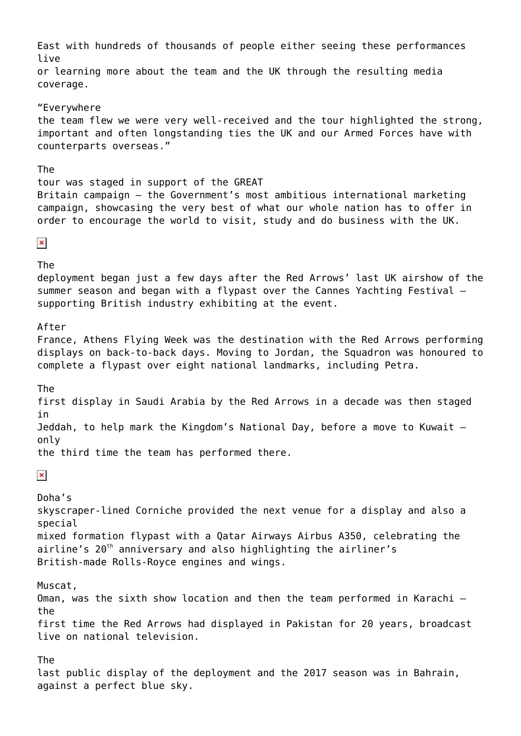East with hundreds of thousands of people either seeing these performances live or learning more about the team and the UK through the resulting media coverage.

"Everywhere the team flew we were very well-received and the tour highlighted the strong, important and often longstanding ties the UK and our Armed Forces have with counterparts overseas."

The tour was staged in support of the GREAT Britain campaign – the Government's most ambitious international marketing campaign, showcasing the very best of what our whole nation has to offer in order to encourage the world to visit, study and do business with the UK.

The deployment began just a few days after the Red Arrows' last UK airshow of the summer season and began with a flypast over the Cannes Yachting Festival – supporting British industry exhibiting at the event.

After France, Athens Flying Week was the destination with the Red Arrows performing displays on back-to-back days. Moving to Jordan, the Squadron was honoured to complete a flypast over eight national landmarks, including Petra.

The first display in Saudi Arabia by the Red Arrows in a decade was then staged in Jeddah, to help mark the Kingdom's National Day, before a move to Kuwait – only the third time the team has performed there.

Doha's skyscraper-lined Corniche provided the next venue for a display and also a special mixed formation flypast with a Qatar Airways Airbus A350, celebrating the airline's 20th anniversary and also highlighting the airliner's British-made Rolls-Royce engines and wings.

Muscat, Oman, was the sixth show location and then the team performed in Karachi – the first time the Red Arrows had displayed in Pakistan for 20 years, broadcast live on national television.

The last public display of the deployment and the 2017 season was in Bahrain, against a perfect blue sky.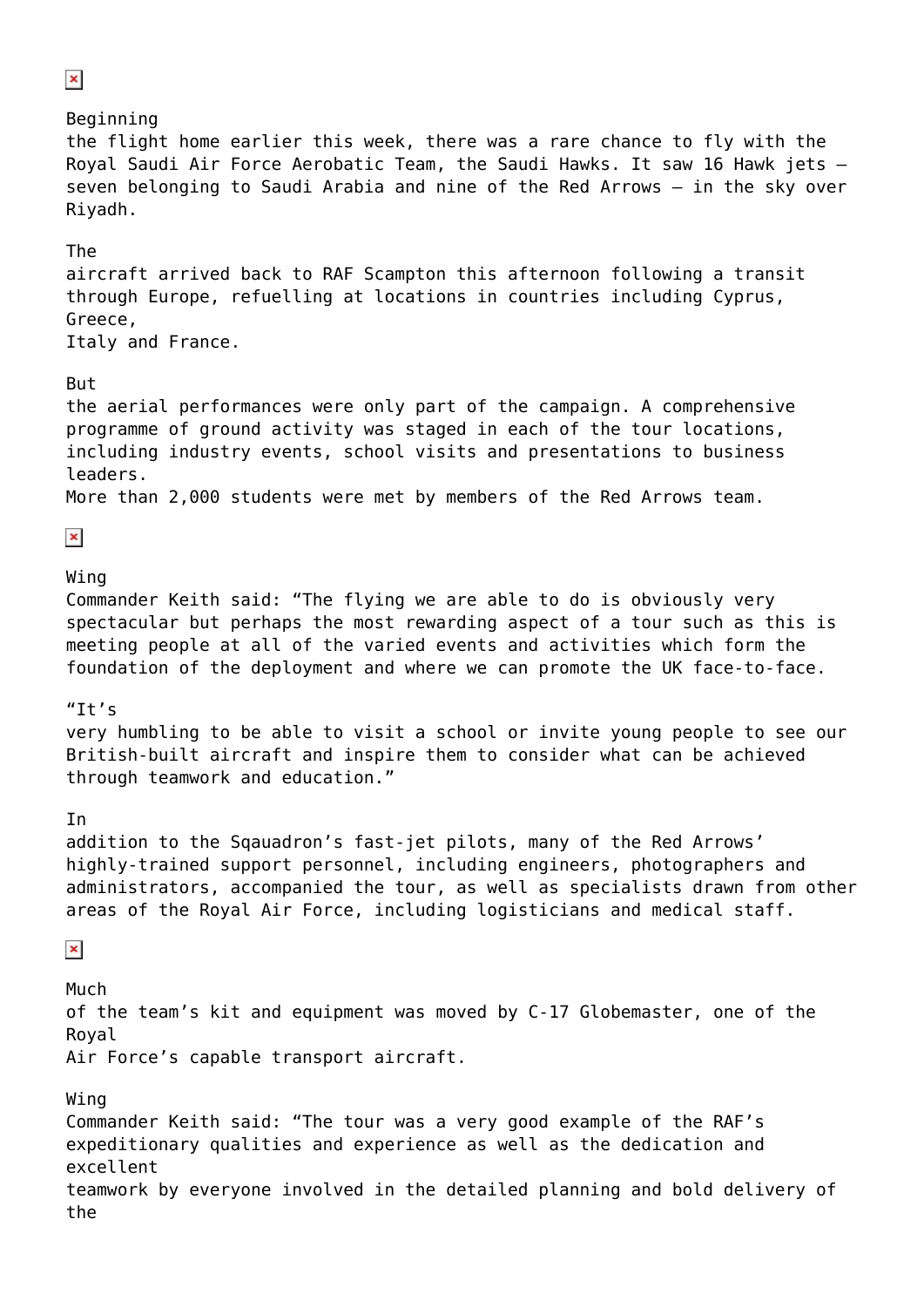Beginning the flight home earlier this week, there was a rare chance to fly with the Royal Saudi Air Force Aerobatic Team, the Saudi Hawks. It saw 16 Hawk jets – seven belonging to Saudi Arabia and nine of the Red Arrows – in the sky over Riyadh.

The aircraft arrived back to RAF Scampton this afternoon following a transit through Europe, refuelling at locations in countries including Cyprus, Greece, Italy and France.

But the aerial performances were only part of the campaign. A comprehensive programme of ground activity was staged in each of the tour locations, including industry events, school visits and presentations to business leaders. More than 2,000 students were met by members of the Red Arrows team.

Wing Commander Keith said: "The flying we are able to do is obviously very spectacular but perhaps the most rewarding aspect of a tour such as this is meeting people at all of the varied events and activities which form the foundation of the deployment and where we can promote the UK face-to-face.

"It's very humbling to be able to visit a school or invite young people to see our British-built aircraft and inspire them to consider what can be achieved through teamwork and education."

In addition to the Sqauadron's fast-jet pilots, many of the Red Arrows' highly-trained support personnel, including engineers, photographers and administrators, accompanied the tour, as well as specialists drawn from other areas of the Royal Air Force, including logisticians and medical staff.

Much of the team's kit and equipment was moved by C-17 Globemaster, one of the Royal Air Force's capable transport aircraft.

Wing Commander Keith said: "The tour was a very good example of the RAF's expeditionary qualities and experience as well as the dedication and excellent teamwork by everyone involved in the detailed planning and bold delivery of the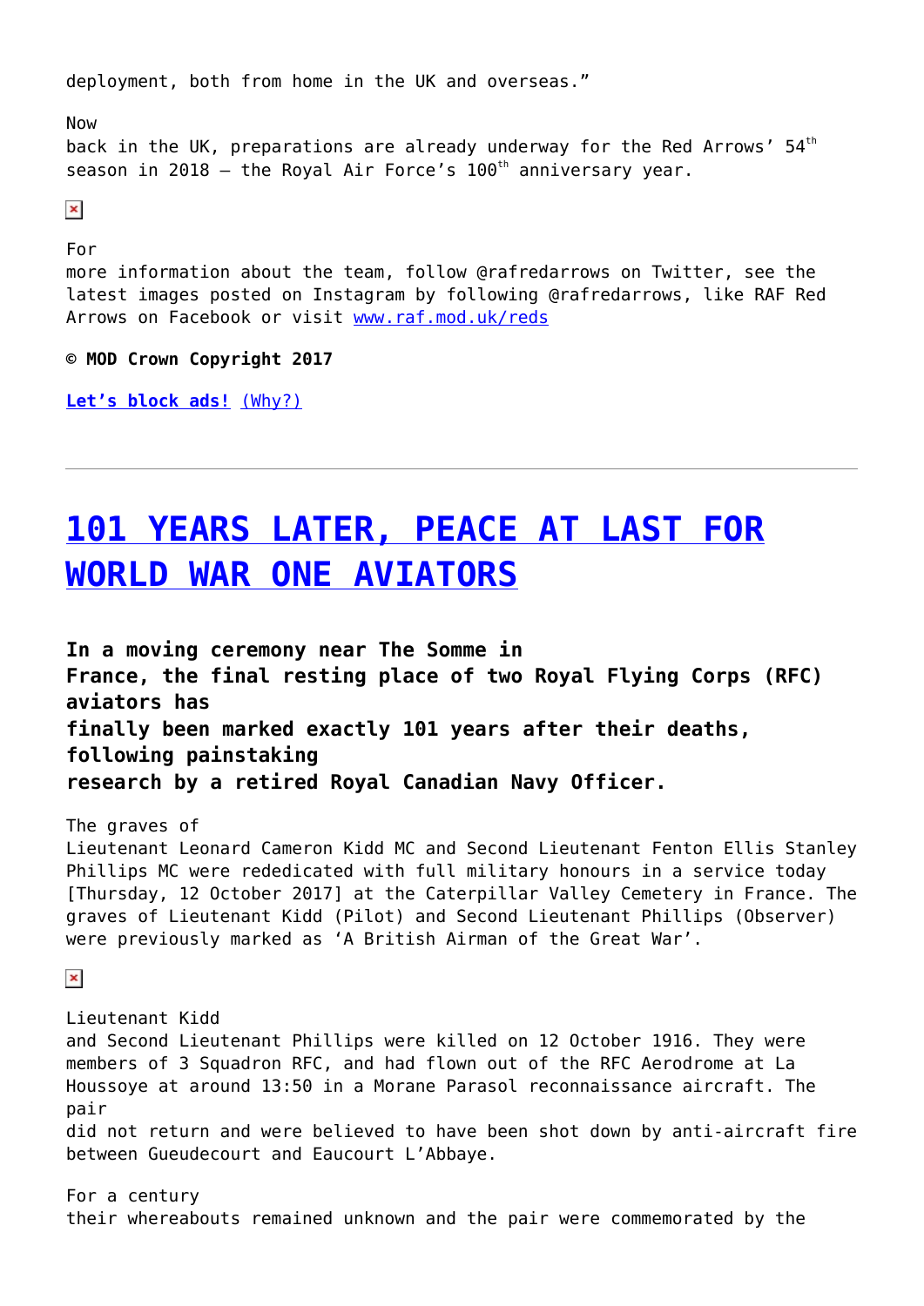deployment, both from home in the UK and overseas."

Now back in the UK, preparations are already underway for the Red Arrows' 54th season in 2018 – the Royal Air Force's 100th anniversary year.

For more information about the team, follow @rafredarrows on Twitter, see the latest images posted on Instagram by following @rafredarrows, like RAF Red Arrows on Facebook or visit [www.raf.mod.uk/reds](www.raf.mod.uk/reds)

**© MOD Crown Copyright 2017**

**[Let's block ads!]()** [(Why?)]()

---

# [101 YEARS LATER, PEACE AT LAST FOR WORLD WAR ONE AVIATORS]()

**In a moving ceremony near The Somme in France, the final resting place of two Royal Flying Corps (RFC) aviators has finally been marked exactly 101 years after their deaths, following painstaking research by a retired Royal Canadian Navy Officer.**

The graves of Lieutenant Leonard Cameron Kidd MC and Second Lieutenant Fenton Ellis Stanley Phillips MC were rededicated with full military honours in a service today [Thursday, 12 October 2017] at the Caterpillar Valley Cemetery in France. The graves of Lieutenant Kidd (Pilot) and Second Lieutenant Phillips (Observer) were previously marked as 'A British Airman of the Great War'.

Lieutenant Kidd and Second Lieutenant Phillips were killed on 12 October 1916. They were members of 3 Squadron RFC, and had flown out of the RFC Aerodrome at La Houssoye at around 13:50 in a Morane Parasol reconnaissance aircraft. The pair did not return and were believed to have been shot down by anti-aircraft fire between Gueudecourt and Eaucourt L'Abbaye.

For a century their whereabouts remained unknown and the pair were commemorated by the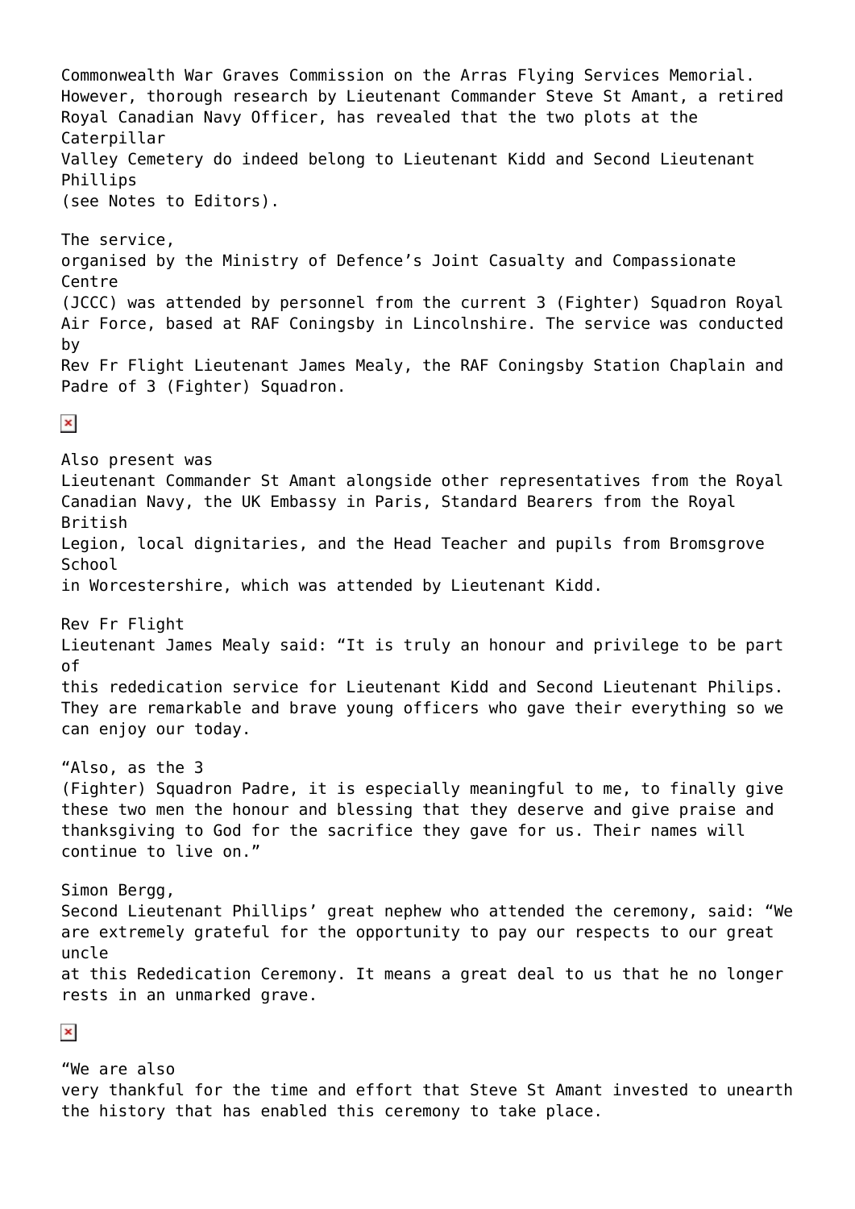Commonwealth War Graves Commission on the Arras Flying Services Memorial. However, thorough research by Lieutenant Commander Steve St Amant, a retired Royal Canadian Navy Officer, has revealed that the two plots at the Caterpillar Valley Cemetery do indeed belong to Lieutenant Kidd and Second Lieutenant Phillips (see Notes to Editors).

The service, organised by the Ministry of Defence's Joint Casualty and Compassionate Centre (JCCC) was attended by personnel from the current 3 (Fighter) Squadron Royal Air Force, based at RAF Coningsby in Lincolnshire. The service was conducted by Rev Fr Flight Lieutenant James Mealy, the RAF Coningsby Station Chaplain and Padre of 3 (Fighter) Squadron.

Also present was Lieutenant Commander St Amant alongside other representatives from the Royal Canadian Navy, the UK Embassy in Paris, Standard Bearers from the Royal British Legion, local dignitaries, and the Head Teacher and pupils from Bromsgrove School in Worcestershire, which was attended by Lieutenant Kidd.

Rev Fr Flight Lieutenant James Mealy said: "It is truly an honour and privilege to be part of this rededication service for Lieutenant Kidd and Second Lieutenant Philips. They are remarkable and brave young officers who gave their everything so we can enjoy our today.

"Also, as the 3 (Fighter) Squadron Padre, it is especially meaningful to me, to finally give these two men the honour and blessing that they deserve and give praise and thanksgiving to God for the sacrifice they gave for us. Their names will continue to live on."

Simon Bergg, Second Lieutenant Phillips' great nephew who attended the ceremony, said: "We are extremely grateful for the opportunity to pay our respects to our great uncle at this Rededication Ceremony. It means a great deal to us that he no longer rests in an unmarked grave.

"We are also very thankful for the time and effort that Steve St Amant invested to unearth the history that has enabled this ceremony to take place.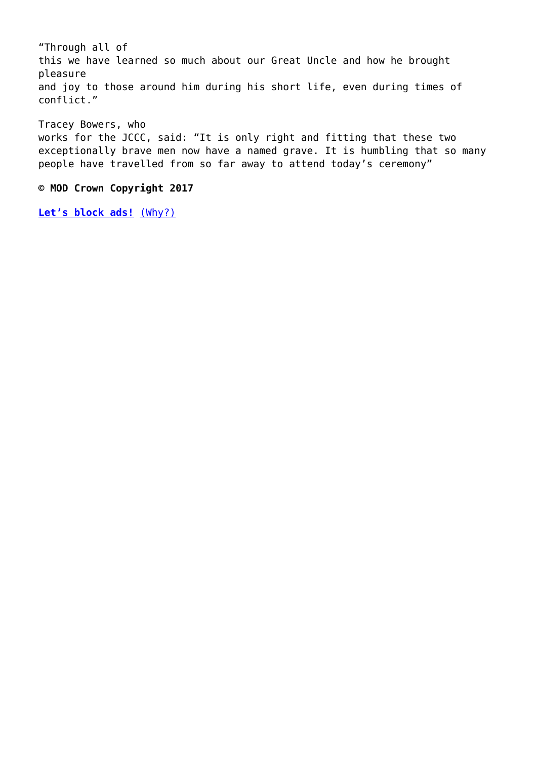"Through all of this we have learned so much about our Great Uncle and how he brought pleasure and joy to those around him during his short life, even during times of conflict."

Tracey Bowers, who works for the JCCC, said: "It is only right and fitting that these two exceptionally brave men now have a named grave. It is humbling that so many people have travelled from so far away to attend today's ceremony"

**© MOD Crown Copyright 2017**

**Let's block ads!** (Why?)